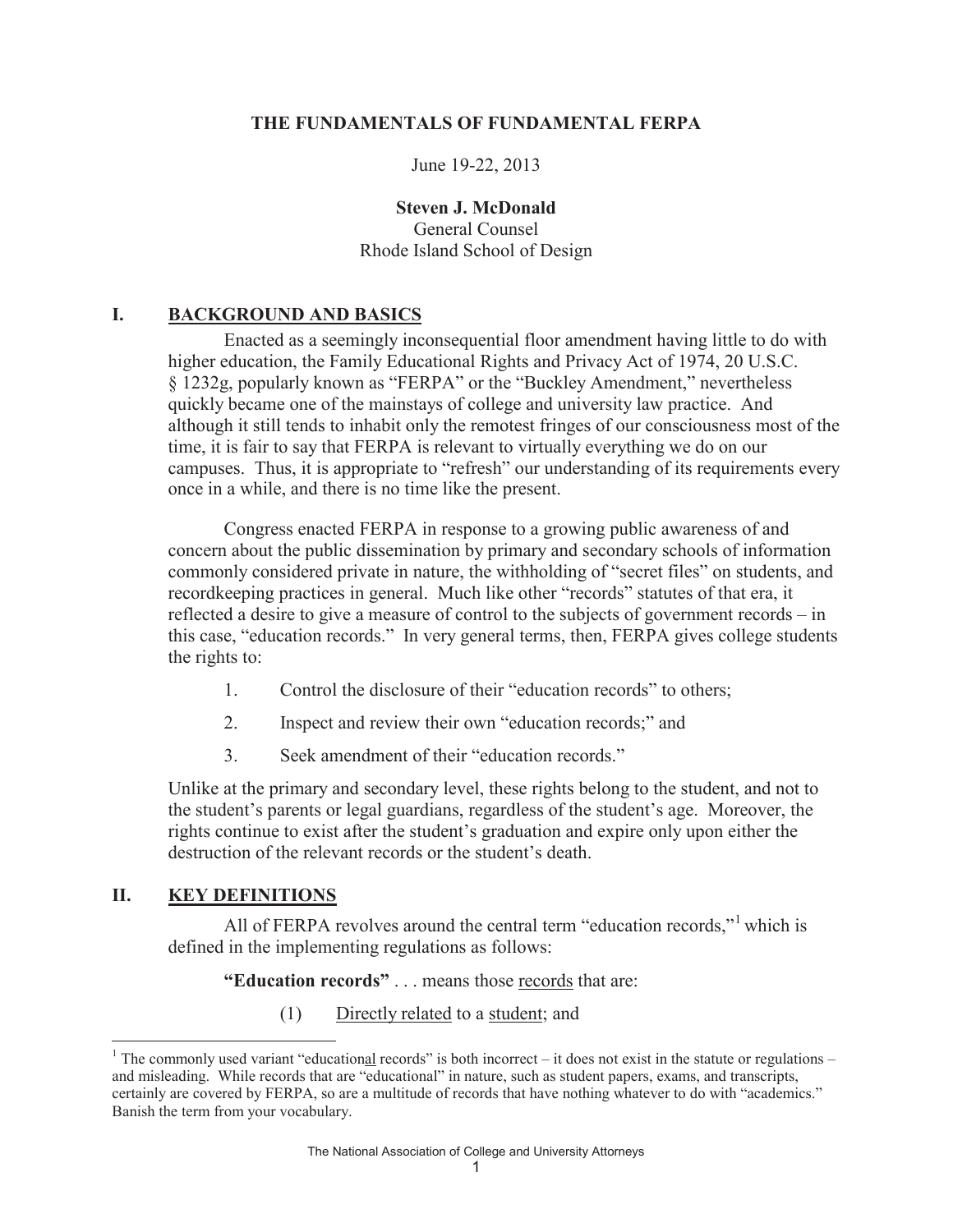# THE FUNDAMENTALS OF FUNDAMENTAL FERPA

June 19-22, 2013

**Steven J. McDonald**
General Counsel
Rhode Island School of Design

## I. BACKGROUND AND BASICS

Enacted as a seemingly inconsequential floor amendment having little to do with higher education, the Family Educational Rights and Privacy Act of 1974, 20 U.S.C. § 1232g, popularly known as "FERPA" or the "Buckley Amendment," nevertheless quickly became one of the mainstays of college and university law practice. And although it still tends to inhabit only the remotest fringes of our consciousness most of the time, it is fair to say that FERPA is relevant to virtually everything we do on our campuses. Thus, it is appropriate to "refresh" our understanding of its requirements every once in a while, and there is no time like the present.

Congress enacted FERPA in response to a growing public awareness of and concern about the public dissemination by primary and secondary schools of information commonly considered private in nature, the withholding of "secret files" on students, and recordkeeping practices in general. Much like other "records" statutes of that era, it reflected a desire to give a measure of control to the subjects of government records – in this case, "education records." In very general terms, then, FERPA gives college students the rights to:

1. Control the disclosure of their "education records" to others;
2. Inspect and review their own "education records;" and
3. Seek amendment of their "education records."

Unlike at the primary and secondary level, these rights belong to the student, and not to the student's parents or legal guardians, regardless of the student's age. Moreover, the rights continue to exist after the student's graduation and expire only upon either the destruction of the relevant records or the student's death.

## II. KEY DEFINITIONS

All of FERPA revolves around the central term "education records,"[1] which is defined in the implementing regulations as follows:

**"Education records"** . . . means those <u>records</u> that are:

(1) <u>Directly related</u> to a <u>student</u>; and

---

[1] The commonly used variant "education<u>al</u> records" is both incorrect – it does not exist in the statute or regulations – and misleading. While records that are "educational" in nature, such as student papers, exams, and transcripts, certainly are covered by FERPA, so are a multitude of records that have nothing whatever to do with "academics." Banish the term from your vocabulary.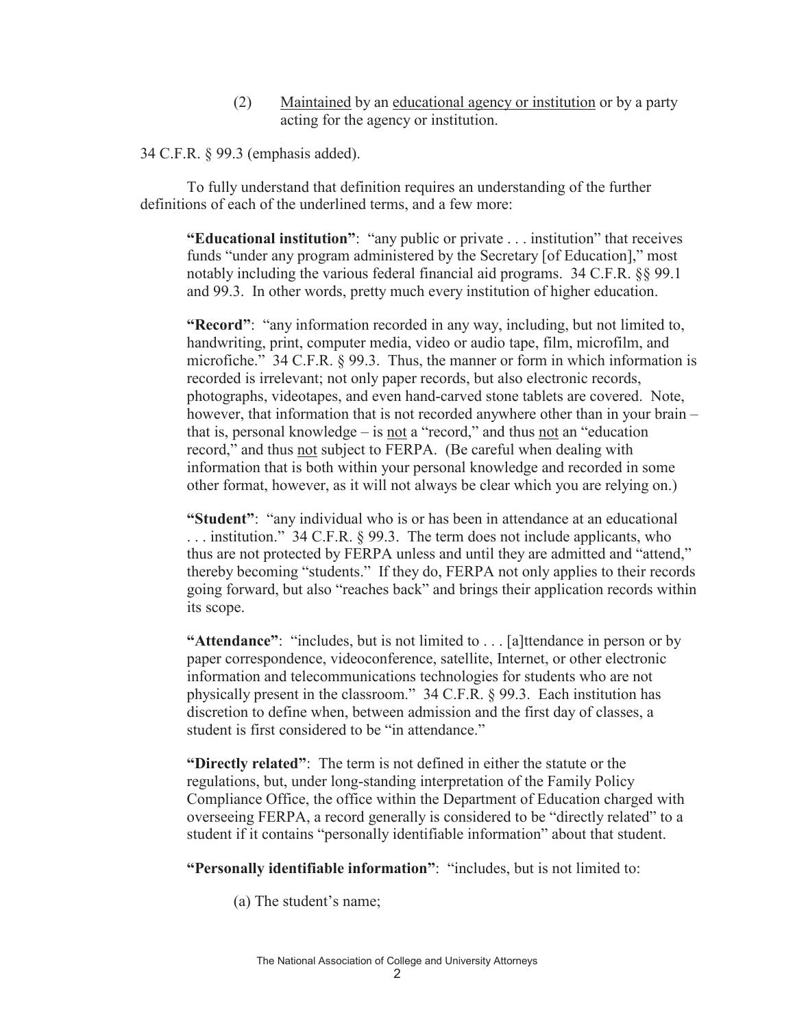(2) <u>Maintained</u> by an <u>educational agency or institution</u> or by a party acting for the agency or institution.

34 C.F.R. § 99.3 (emphasis added).

To fully understand that definition requires an understanding of the further definitions of each of the underlined terms, and a few more:

> **"Educational institution"**: "any public or private . . . institution" that receives funds "under any program administered by the Secretary [of Education]," most notably including the various federal financial aid programs. 34 C.F.R. §§ 99.1 and 99.3. In other words, pretty much every institution of higher education.
>
> **"Record"**: "any information recorded in any way, including, but not limited to, handwriting, print, computer media, video or audio tape, film, microfilm, and microfiche." 34 C.F.R. § 99.3. Thus, the manner or form in which information is recorded is irrelevant; not only paper records, but also electronic records, photographs, videotapes, and even hand-carved stone tablets are covered. Note, however, that information that is not recorded anywhere other than in your brain – that is, personal knowledge – is <u>not</u> a "record," and thus <u>not</u> an "education record," and thus <u>not</u> subject to FERPA. (Be careful when dealing with information that is both within your personal knowledge and recorded in some other format, however, as it will not always be clear which you are relying on.)
>
> **"Student"**: "any individual who is or has been in attendance at an educational . . . institution." 34 C.F.R. § 99.3. The term does not include applicants, who thus are not protected by FERPA unless and until they are admitted and "attend," thereby becoming "students." If they do, FERPA not only applies to their records going forward, but also "reaches back" and brings their application records within its scope.
>
> **"Attendance"**: "includes, but is not limited to . . . [a]ttendance in person or by paper correspondence, videoconference, satellite, Internet, or other electronic information and telecommunications technologies for students who are not physically present in the classroom." 34 C.F.R. § 99.3. Each institution has discretion to define when, between admission and the first day of classes, a student is first considered to be "in attendance."
>
> **"Directly related"**: The term is not defined in either the statute or the regulations, but, under long-standing interpretation of the Family Policy Compliance Office, the office within the Department of Education charged with overseeing FERPA, a record generally is considered to be "directly related" to a student if it contains "personally identifiable information" about that student.
>
> **"Personally identifiable information"**: "includes, but is not limited to:
>
> (a) The student's name;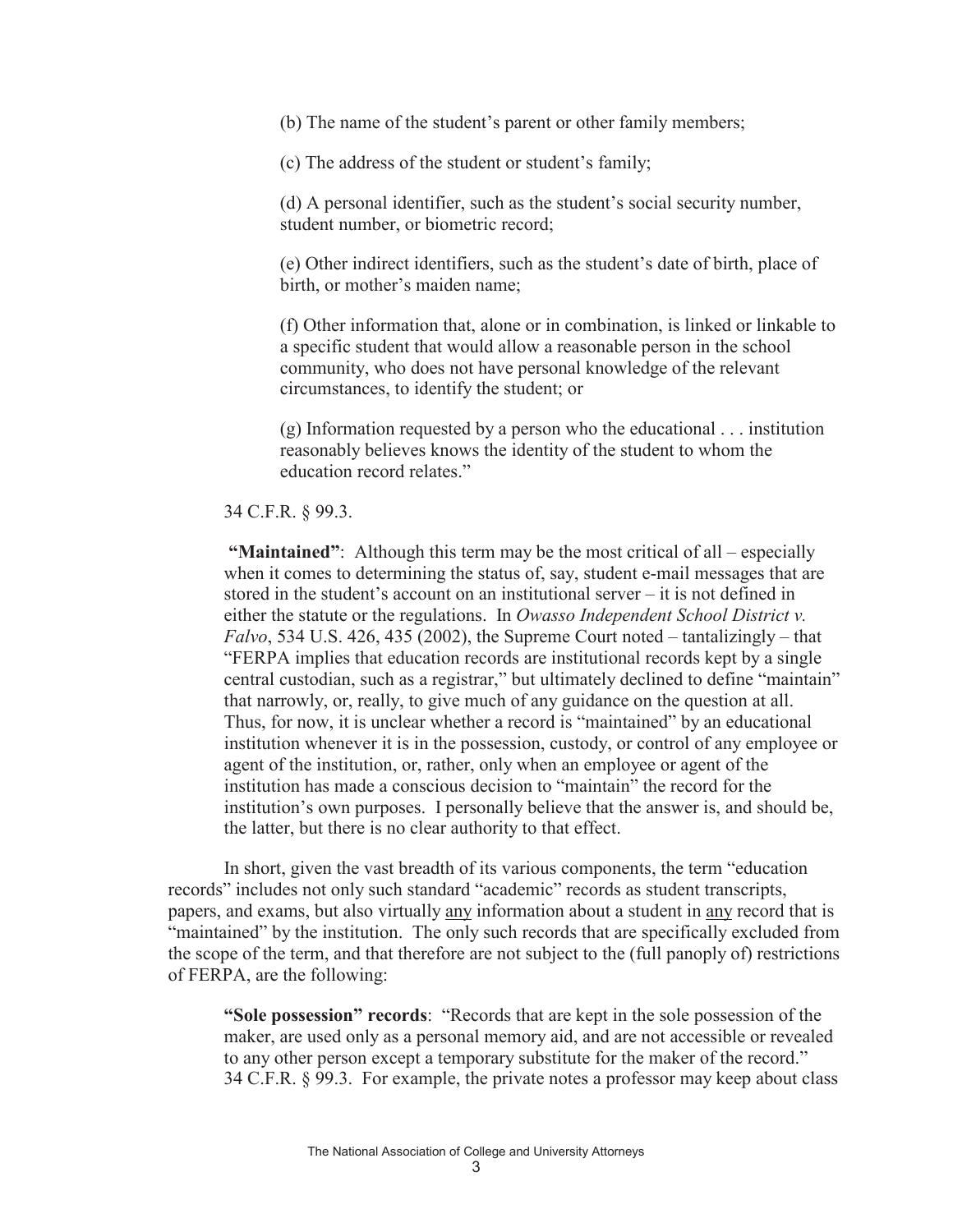(b) The name of the student's parent or other family members;

(c) The address of the student or student's family;

(d) A personal identifier, such as the student's social security number, student number, or biometric record;

(e) Other indirect identifiers, such as the student's date of birth, place of birth, or mother's maiden name;

(f) Other information that, alone or in combination, is linked or linkable to a specific student that would allow a reasonable person in the school community, who does not have personal knowledge of the relevant circumstances, to identify the student; or

(g) Information requested by a person who the educational . . . institution reasonably believes knows the identity of the student to whom the education record relates."

34 C.F.R. § 99.3.

**"Maintained"**: Although this term may be the most critical of all – especially when it comes to determining the status of, say, student e-mail messages that are stored in the student's account on an institutional server – it is not defined in either the statute or the regulations. In *Owasso Independent School District v. Falvo*, 534 U.S. 426, 435 (2002), the Supreme Court noted – tantalizingly – that "FERPA implies that education records are institutional records kept by a single central custodian, such as a registrar," but ultimately declined to define "maintain" that narrowly, or, really, to give much of any guidance on the question at all. Thus, for now, it is unclear whether a record is "maintained" by an educational institution whenever it is in the possession, custody, or control of any employee or agent of the institution, or, rather, only when an employee or agent of the institution has made a conscious decision to "maintain" the record for the institution's own purposes. I personally believe that the answer is, and should be, the latter, but there is no clear authority to that effect.

In short, given the vast breadth of its various components, the term "education records" includes not only such standard "academic" records as student transcripts, papers, and exams, but also virtually any information about a student in any record that is "maintained" by the institution. The only such records that are specifically excluded from the scope of the term, and that therefore are not subject to the (full panoply of) restrictions of FERPA, are the following:

**"Sole possession" records**: "Records that are kept in the sole possession of the maker, are used only as a personal memory aid, and are not accessible or revealed to any other person except a temporary substitute for the maker of the record." 34 C.F.R. § 99.3. For example, the private notes a professor may keep about class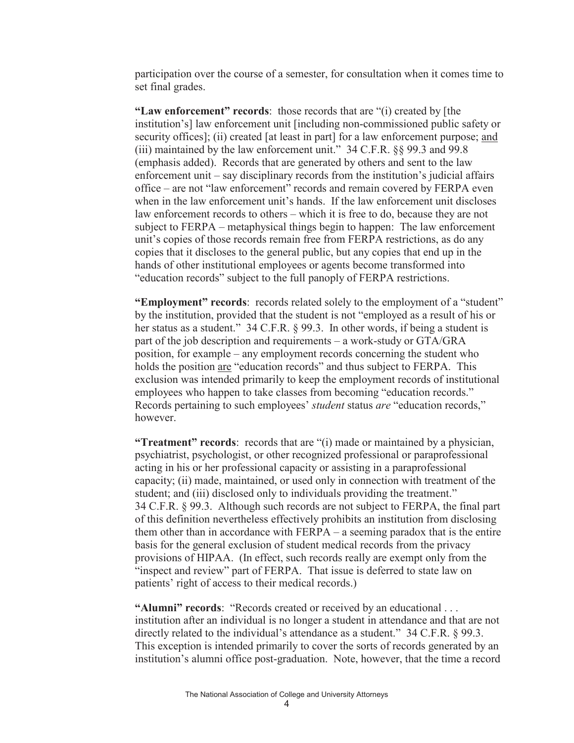participation over the course of a semester, for consultation when it comes time to set final grades.

**"Law enforcement" records**: those records that are "(i) created by [the institution's] law enforcement unit [including non-commissioned public safety or security offices]; (ii) created [at least in part] for a law enforcement purpose; <u>and</u> (iii) maintained by the law enforcement unit." 34 C.F.R. §§ 99.3 and 99.8 (emphasis added). Records that are generated by others and sent to the law enforcement unit – say disciplinary records from the institution's judicial affairs office – are not "law enforcement" records and remain covered by FERPA even when in the law enforcement unit's hands. If the law enforcement unit discloses law enforcement records to others – which it is free to do, because they are not subject to FERPA – metaphysical things begin to happen: The law enforcement unit's copies of those records remain free from FERPA restrictions, as do any copies that it discloses to the general public, but any copies that end up in the hands of other institutional employees or agents become transformed into "education records" subject to the full panoply of FERPA restrictions.

**"Employment" records**: records related solely to the employment of a "student" by the institution, provided that the student is not "employed as a result of his or her status as a student." 34 C.F.R. § 99.3. In other words, if being a student is part of the job description and requirements – a work-study or GTA/GRA position, for example – any employment records concerning the student who holds the position <u>are</u> "education records" and thus subject to FERPA. This exclusion was intended primarily to keep the employment records of institutional employees who happen to take classes from becoming "education records." Records pertaining to such employees' *student* status *are* "education records," however.

**"Treatment" records**: records that are "(i) made or maintained by a physician, psychiatrist, psychologist, or other recognized professional or paraprofessional acting in his or her professional capacity or assisting in a paraprofessional capacity; (ii) made, maintained, or used only in connection with treatment of the student; and (iii) disclosed only to individuals providing the treatment." 34 C.F.R. § 99.3. Although such records are not subject to FERPA, the final part of this definition nevertheless effectively prohibits an institution from disclosing them other than in accordance with FERPA – a seeming paradox that is the entire basis for the general exclusion of student medical records from the privacy provisions of HIPAA. (In effect, such records really are exempt only from the "inspect and review" part of FERPA. That issue is deferred to state law on patients' right of access to their medical records.)

**"Alumni" records**: "Records created or received by an educational . . . institution after an individual is no longer a student in attendance and that are not directly related to the individual's attendance as a student." 34 C.F.R. § 99.3. This exception is intended primarily to cover the sorts of records generated by an institution's alumni office post-graduation. Note, however, that the time a record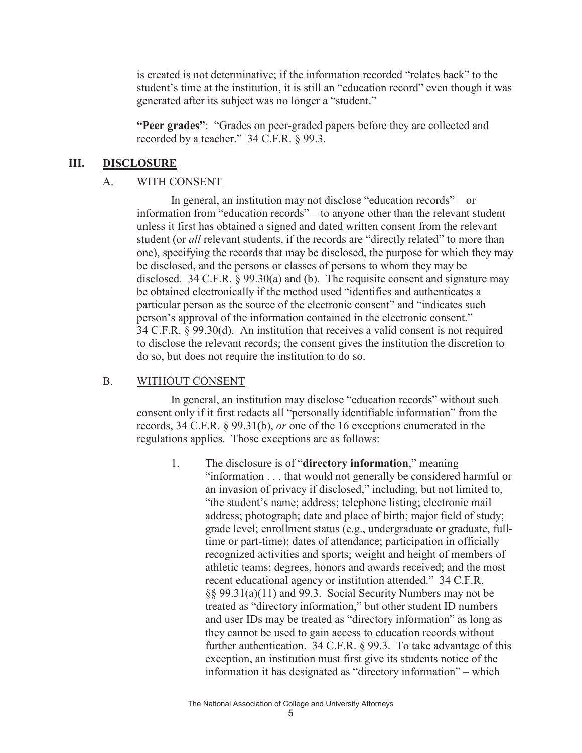is created is not determinative; if the information recorded "relates back" to the student's time at the institution, it is still an "education record" even though it was generated after its subject was no longer a "student."

**"Peer grades"**: "Grades on peer-graded papers before they are collected and recorded by a teacher." 34 C.F.R. § 99.3.

## III. DISCLOSURE

### A. WITH CONSENT

In general, an institution may not disclose "education records" – or information from "education records" – to anyone other than the relevant student unless it first has obtained a signed and dated written consent from the relevant student (or *all* relevant students, if the records are "directly related" to more than one), specifying the records that may be disclosed, the purpose for which they may be disclosed, and the persons or classes of persons to whom they may be disclosed. 34 C.F.R. § 99.30(a) and (b). The requisite consent and signature may be obtained electronically if the method used "identifies and authenticates a particular person as the source of the electronic consent" and "indicates such person's approval of the information contained in the electronic consent." 34 C.F.R. § 99.30(d). An institution that receives a valid consent is not required to disclose the relevant records; the consent gives the institution the discretion to do so, but does not require the institution to do so.

### B. WITHOUT CONSENT

In general, an institution may disclose "education records" without such consent only if it first redacts all "personally identifiable information" from the records, 34 C.F.R. § 99.31(b), *or* one of the 16 exceptions enumerated in the regulations applies. Those exceptions are as follows:

1. The disclosure is of "**directory information**," meaning "information . . . that would not generally be considered harmful or an invasion of privacy if disclosed," including, but not limited to, "the student's name; address; telephone listing; electronic mail address; photograph; date and place of birth; major field of study; grade level; enrollment status (e.g., undergraduate or graduate, full-time or part-time); dates of attendance; participation in officially recognized activities and sports; weight and height of members of athletic teams; degrees, honors and awards received; and the most recent educational agency or institution attended." 34 C.F.R. §§ 99.31(a)(11) and 99.3. Social Security Numbers may not be treated as "directory information," but other student ID numbers and user IDs may be treated as "directory information" as long as they cannot be used to gain access to education records without further authentication. 34 C.F.R. § 99.3. To take advantage of this exception, an institution must first give its students notice of the information it has designated as "directory information" – which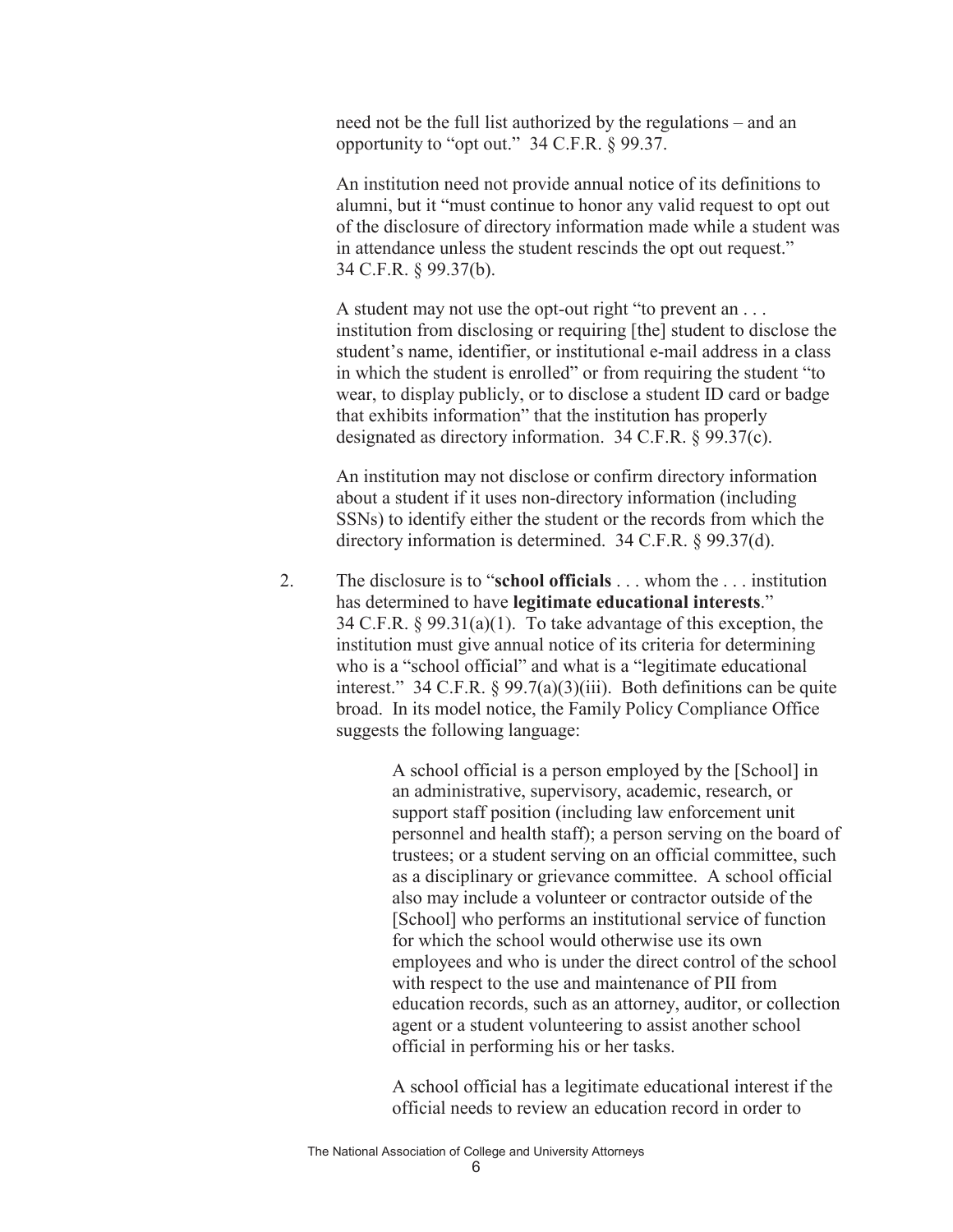need not be the full list authorized by the regulations – and an opportunity to "opt out." 34 C.F.R. § 99.37.

An institution need not provide annual notice of its definitions to alumni, but it "must continue to honor any valid request to opt out of the disclosure of directory information made while a student was in attendance unless the student rescinds the opt out request." 34 C.F.R. § 99.37(b).

A student may not use the opt-out right "to prevent an . . . institution from disclosing or requiring [the] student to disclose the student's name, identifier, or institutional e-mail address in a class in which the student is enrolled" or from requiring the student "to wear, to display publicly, or to disclose a student ID card or badge that exhibits information" that the institution has properly designated as directory information. 34 C.F.R. § 99.37(c).

An institution may not disclose or confirm directory information about a student if it uses non-directory information (including SSNs) to identify either the student or the records from which the directory information is determined. 34 C.F.R. § 99.37(d).

2. The disclosure is to "**school officials** . . . whom the . . . institution has determined to have **legitimate educational interests**." 34 C.F.R. § 99.31(a)(1). To take advantage of this exception, the institution must give annual notice of its criteria for determining who is a "school official" and what is a "legitimate educational interest." 34 C.F.R. § 99.7(a)(3)(iii). Both definitions can be quite broad. In its model notice, the Family Policy Compliance Office suggests the following language:

> A school official is a person employed by the [School] in an administrative, supervisory, academic, research, or support staff position (including law enforcement unit personnel and health staff); a person serving on the board of trustees; or a student serving on an official committee, such as a disciplinary or grievance committee. A school official also may include a volunteer or contractor outside of the [School] who performs an institutional service of function for which the school would otherwise use its own employees and who is under the direct control of the school with respect to the use and maintenance of PII from education records, such as an attorney, auditor, or collection agent or a student volunteering to assist another school official in performing his or her tasks.
>
> A school official has a legitimate educational interest if the official needs to review an education record in order to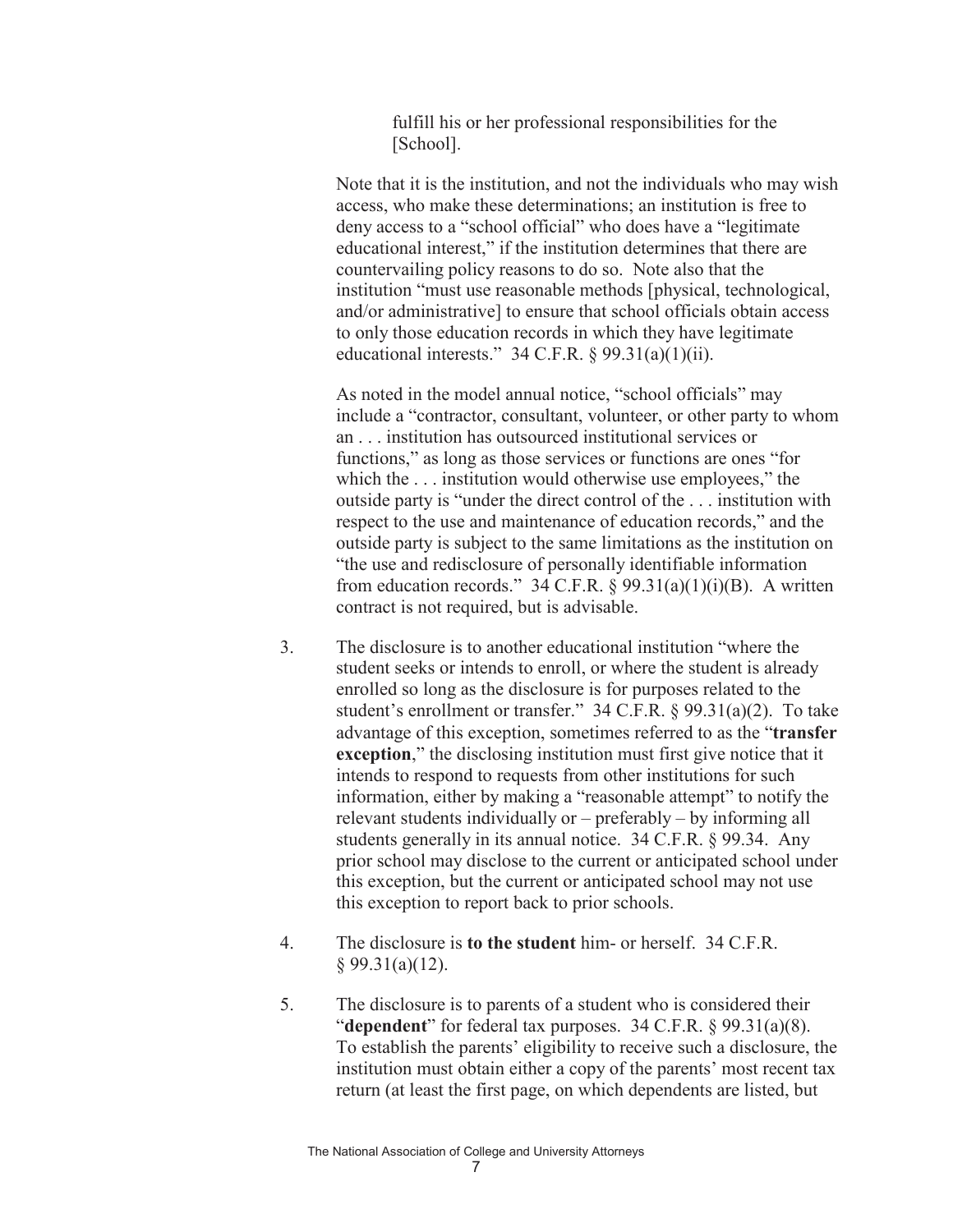fulfill his or her professional responsibilities for the [School].

Note that it is the institution, and not the individuals who may wish access, who make these determinations; an institution is free to deny access to a "school official" who does have a "legitimate educational interest," if the institution determines that there are countervailing policy reasons to do so. Note also that the institution "must use reasonable methods [physical, technological, and/or administrative] to ensure that school officials obtain access to only those education records in which they have legitimate educational interests." 34 C.F.R. § 99.31(a)(1)(ii).

As noted in the model annual notice, "school officials" may include a "contractor, consultant, volunteer, or other party to whom an . . . institution has outsourced institutional services or functions," as long as those services or functions are ones "for which the . . . institution would otherwise use employees," the outside party is "under the direct control of the . . . institution with respect to the use and maintenance of education records," and the outside party is subject to the same limitations as the institution on "the use and redisclosure of personally identifiable information from education records." 34 C.F.R. § 99.31(a)(1)(i)(B). A written contract is not required, but is advisable.

3. The disclosure is to another educational institution "where the student seeks or intends to enroll, or where the student is already enrolled so long as the disclosure is for purposes related to the student's enrollment or transfer." 34 C.F.R. § 99.31(a)(2). To take advantage of this exception, sometimes referred to as the "**transfer exception**," the disclosing institution must first give notice that it intends to respond to requests from other institutions for such information, either by making a "reasonable attempt" to notify the relevant students individually or – preferably – by informing all students generally in its annual notice. 34 C.F.R. § 99.34. Any prior school may disclose to the current or anticipated school under this exception, but the current or anticipated school may not use this exception to report back to prior schools.

4. The disclosure is **to the student** him- or herself. 34 C.F.R. § 99.31(a)(12).

5. The disclosure is to parents of a student who is considered their "**dependent**" for federal tax purposes. 34 C.F.R. § 99.31(a)(8). To establish the parents' eligibility to receive such a disclosure, the institution must obtain either a copy of the parents' most recent tax return (at least the first page, on which dependents are listed, but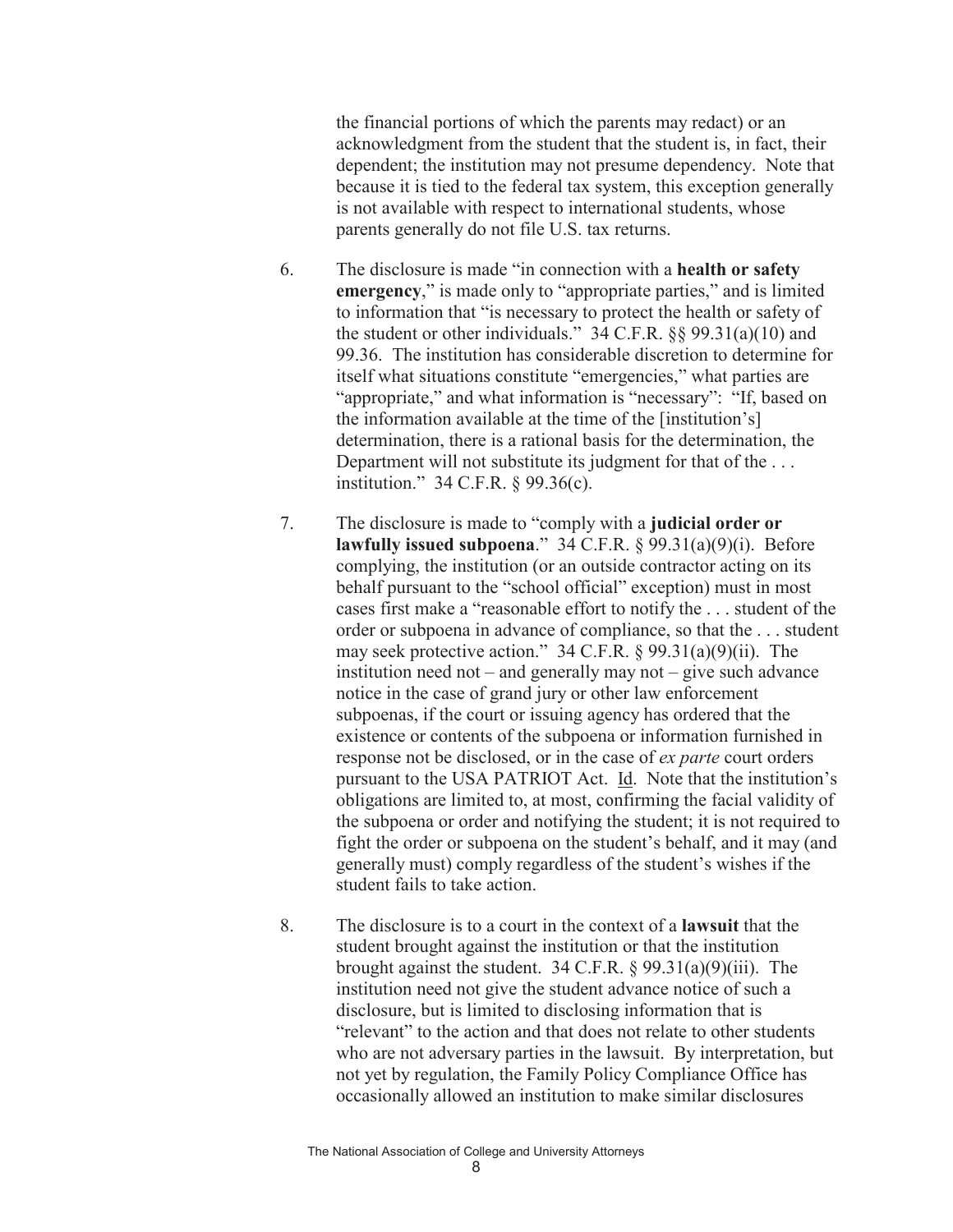the financial portions of which the parents may redact) or an acknowledgment from the student that the student is, in fact, their dependent; the institution may not presume dependency. Note that because it is tied to the federal tax system, this exception generally is not available with respect to international students, whose parents generally do not file U.S. tax returns.

6. The disclosure is made "in connection with a **health or safety emergency**," is made only to "appropriate parties," and is limited to information that "is necessary to protect the health or safety of the student or other individuals." 34 C.F.R. §§ 99.31(a)(10) and 99.36. The institution has considerable discretion to determine for itself what situations constitute "emergencies," what parties are "appropriate," and what information is "necessary": "If, based on the information available at the time of the [institution's] determination, there is a rational basis for the determination, the Department will not substitute its judgment for that of the . . . institution." 34 C.F.R. § 99.36(c).

7. The disclosure is made to "comply with a **judicial order or lawfully issued subpoena**." 34 C.F.R. § 99.31(a)(9)(i). Before complying, the institution (or an outside contractor acting on its behalf pursuant to the "school official" exception) must in most cases first make a "reasonable effort to notify the . . . student of the order or subpoena in advance of compliance, so that the . . . student may seek protective action." 34 C.F.R. § 99.31(a)(9)(ii). The institution need not – and generally may not – give such advance notice in the case of grand jury or other law enforcement subpoenas, if the court or issuing agency has ordered that the existence or contents of the subpoena or information furnished in response not be disclosed, or in the case of *ex parte* court orders pursuant to the USA PATRIOT Act. Id. Note that the institution's obligations are limited to, at most, confirming the facial validity of the subpoena or order and notifying the student; it is not required to fight the order or subpoena on the student's behalf, and it may (and generally must) comply regardless of the student's wishes if the student fails to take action.

8. The disclosure is to a court in the context of a **lawsuit** that the student brought against the institution or that the institution brought against the student. 34 C.F.R. § 99.31(a)(9)(iii). The institution need not give the student advance notice of such a disclosure, but is limited to disclosing information that is "relevant" to the action and that does not relate to other students who are not adversary parties in the lawsuit. By interpretation, but not yet by regulation, the Family Policy Compliance Office has occasionally allowed an institution to make similar disclosures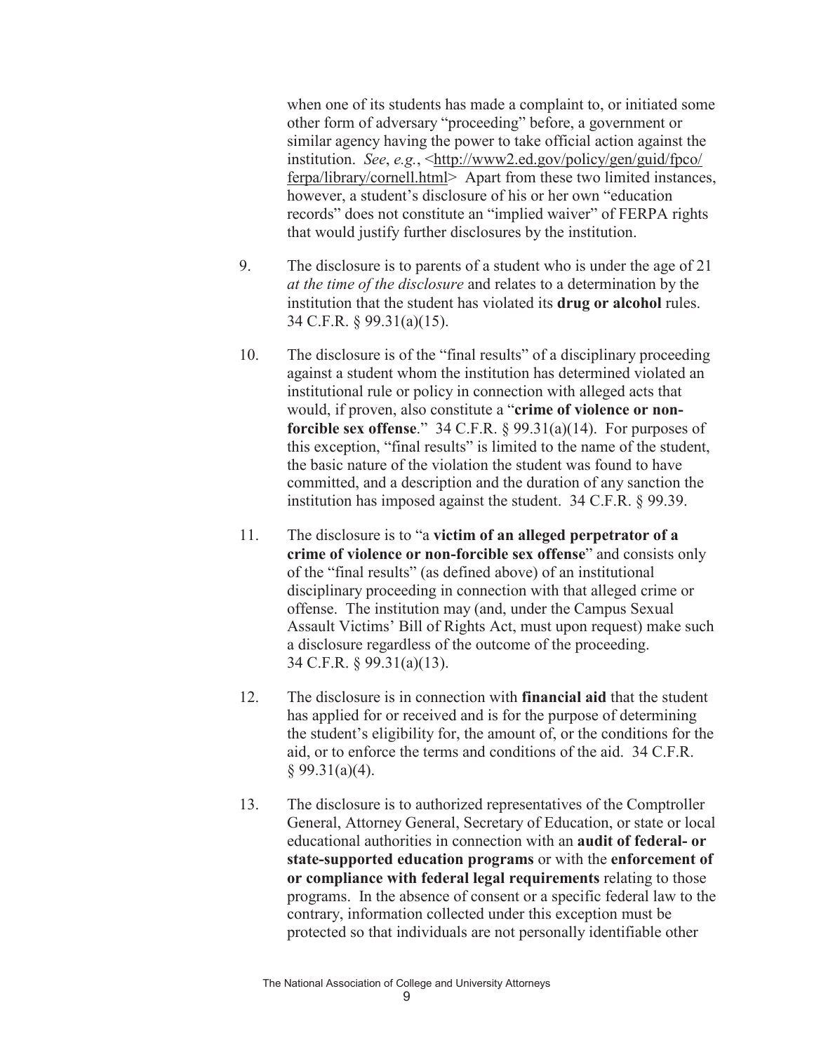when one of its students has made a complaint to, or initiated some other form of adversary "proceeding" before, a government or similar agency having the power to take official action against the institution. *See*, *e.g.*, <http://www2.ed.gov/policy/gen/guid/fpco/ferpa/library/cornell.html> Apart from these two limited instances, however, a student's disclosure of his or her own "education records" does not constitute an "implied waiver" of FERPA rights that would justify further disclosures by the institution.

9. The disclosure is to parents of a student who is under the age of 21 *at the time of the disclosure* and relates to a determination by the institution that the student has violated its **drug or alcohol** rules. 34 C.F.R. § 99.31(a)(15).

10. The disclosure is of the "final results" of a disciplinary proceeding against a student whom the institution has determined violated an institutional rule or policy in connection with alleged acts that would, if proven, also constitute a "**crime of violence or non-forcible sex offense**." 34 C.F.R. § 99.31(a)(14). For purposes of this exception, "final results" is limited to the name of the student, the basic nature of the violation the student was found to have committed, and a description and the duration of any sanction the institution has imposed against the student. 34 C.F.R. § 99.39.

11. The disclosure is to "a **victim of an alleged perpetrator of a crime of violence or non-forcible sex offense**" and consists only of the "final results" (as defined above) of an institutional disciplinary proceeding in connection with that alleged crime or offense. The institution may (and, under the Campus Sexual Assault Victims' Bill of Rights Act, must upon request) make such a disclosure regardless of the outcome of the proceeding. 34 C.F.R. § 99.31(a)(13).

12. The disclosure is in connection with **financial aid** that the student has applied for or received and is for the purpose of determining the student's eligibility for, the amount of, or the conditions for the aid, or to enforce the terms and conditions of the aid. 34 C.F.R. § 99.31(a)(4).

13. The disclosure is to authorized representatives of the Comptroller General, Attorney General, Secretary of Education, or state or local educational authorities in connection with an **audit of federal- or state-supported education programs** or with the **enforcement of or compliance with federal legal requirements** relating to those programs. In the absence of consent or a specific federal law to the contrary, information collected under this exception must be protected so that individuals are not personally identifiable other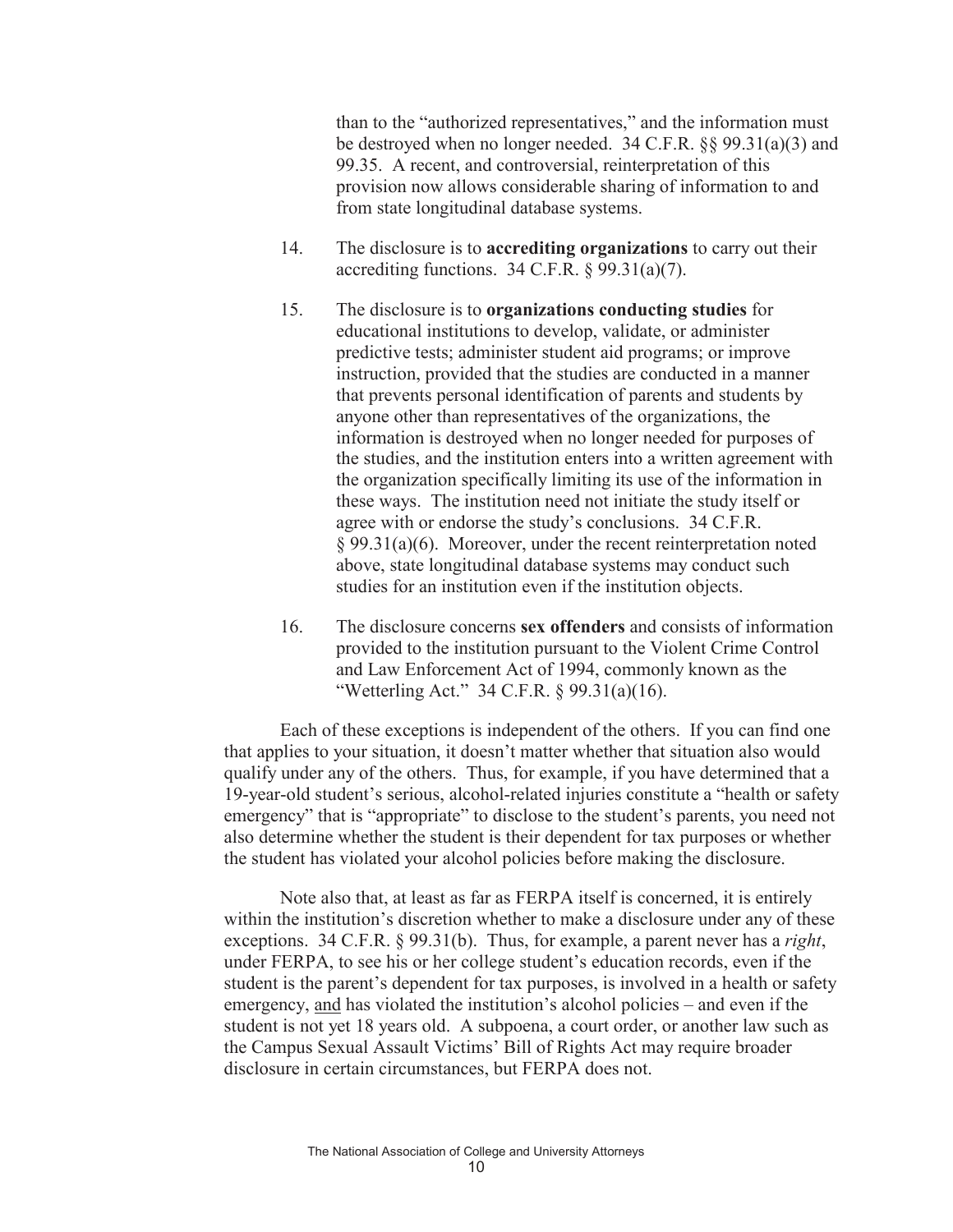than to the "authorized representatives," and the information must be destroyed when no longer needed. 34 C.F.R. §§ 99.31(a)(3) and 99.35. A recent, and controversial, reinterpretation of this provision now allows considerable sharing of information to and from state longitudinal database systems.

14. The disclosure is to **accrediting organizations** to carry out their accrediting functions. 34 C.F.R. § 99.31(a)(7).

15. The disclosure is to **organizations conducting studies** for educational institutions to develop, validate, or administer predictive tests; administer student aid programs; or improve instruction, provided that the studies are conducted in a manner that prevents personal identification of parents and students by anyone other than representatives of the organizations, the information is destroyed when no longer needed for purposes of the studies, and the institution enters into a written agreement with the organization specifically limiting its use of the information in these ways. The institution need not initiate the study itself or agree with or endorse the study's conclusions. 34 C.F.R. § 99.31(a)(6). Moreover, under the recent reinterpretation noted above, state longitudinal database systems may conduct such studies for an institution even if the institution objects.

16. The disclosure concerns **sex offenders** and consists of information provided to the institution pursuant to the Violent Crime Control and Law Enforcement Act of 1994, commonly known as the "Wetterling Act." 34 C.F.R. § 99.31(a)(16).

Each of these exceptions is independent of the others. If you can find one that applies to your situation, it doesn't matter whether that situation also would qualify under any of the others. Thus, for example, if you have determined that a 19-year-old student's serious, alcohol-related injuries constitute a "health or safety emergency" that is "appropriate" to disclose to the student's parents, you need not also determine whether the student is their dependent for tax purposes or whether the student has violated your alcohol policies before making the disclosure.

Note also that, at least as far as FERPA itself is concerned, it is entirely within the institution's discretion whether to make a disclosure under any of these exceptions. 34 C.F.R. § 99.31(b). Thus, for example, a parent never has a *right*, under FERPA, to see his or her college student's education records, even if the student is the parent's dependent for tax purposes, is involved in a health or safety emergency, and has violated the institution's alcohol policies – and even if the student is not yet 18 years old. A subpoena, a court order, or another law such as the Campus Sexual Assault Victims' Bill of Rights Act may require broader disclosure in certain circumstances, but FERPA does not.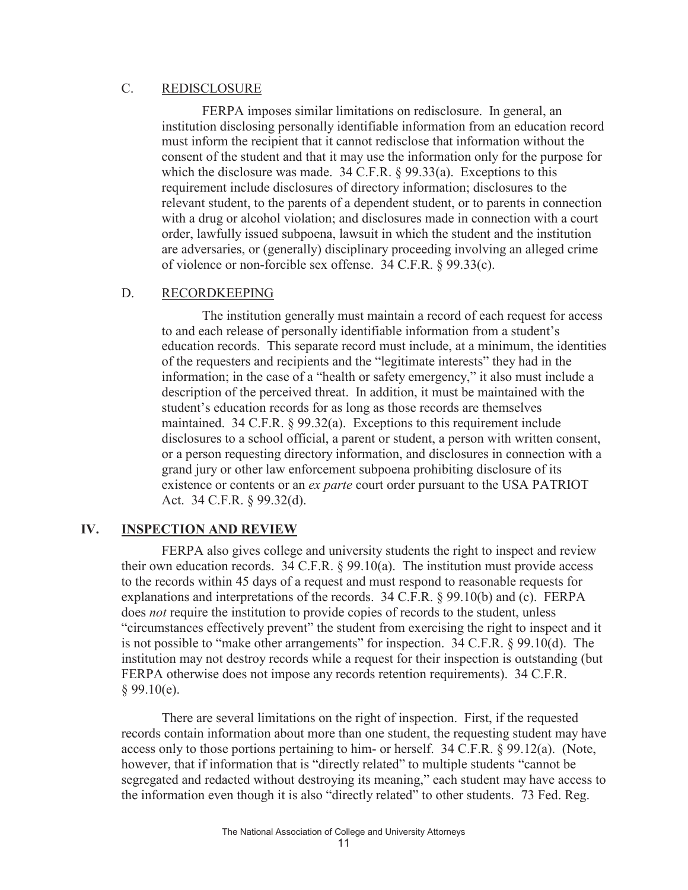### C. REDISCLOSURE

FERPA imposes similar limitations on redisclosure. In general, an institution disclosing personally identifiable information from an education record must inform the recipient that it cannot redisclose that information without the consent of the student and that it may use the information only for the purpose for which the disclosure was made. 34 C.F.R. § 99.33(a). Exceptions to this requirement include disclosures of directory information; disclosures to the relevant student, to the parents of a dependent student, or to parents in connection with a drug or alcohol violation; and disclosures made in connection with a court order, lawfully issued subpoena, lawsuit in which the student and the institution are adversaries, or (generally) disciplinary proceeding involving an alleged crime of violence or non-forcible sex offense. 34 C.F.R. § 99.33(c).

### D. RECORDKEEPING

The institution generally must maintain a record of each request for access to and each release of personally identifiable information from a student's education records. This separate record must include, at a minimum, the identities of the requesters and recipients and the "legitimate interests" they had in the information; in the case of a "health or safety emergency," it also must include a description of the perceived threat. In addition, it must be maintained with the student's education records for as long as those records are themselves maintained. 34 C.F.R. § 99.32(a). Exceptions to this requirement include disclosures to a school official, a parent or student, a person with written consent, or a person requesting directory information, and disclosures in connection with a grand jury or other law enforcement subpoena prohibiting disclosure of its existence or contents or an *ex parte* court order pursuant to the USA PATRIOT Act. 34 C.F.R. § 99.32(d).

## IV. INSPECTION AND REVIEW

FERPA also gives college and university students the right to inspect and review their own education records. 34 C.F.R. § 99.10(a). The institution must provide access to the records within 45 days of a request and must respond to reasonable requests for explanations and interpretations of the records. 34 C.F.R. § 99.10(b) and (c). FERPA does *not* require the institution to provide copies of records to the student, unless "circumstances effectively prevent" the student from exercising the right to inspect and it is not possible to "make other arrangements" for inspection. 34 C.F.R. § 99.10(d). The institution may not destroy records while a request for their inspection is outstanding (but FERPA otherwise does not impose any records retention requirements). 34 C.F.R. § 99.10(e).

There are several limitations on the right of inspection. First, if the requested records contain information about more than one student, the requesting student may have access only to those portions pertaining to him- or herself. 34 C.F.R. § 99.12(a). (Note, however, that if information that is "directly related" to multiple students "cannot be segregated and redacted without destroying its meaning," each student may have access to the information even though it is also "directly related" to other students. 73 Fed. Reg.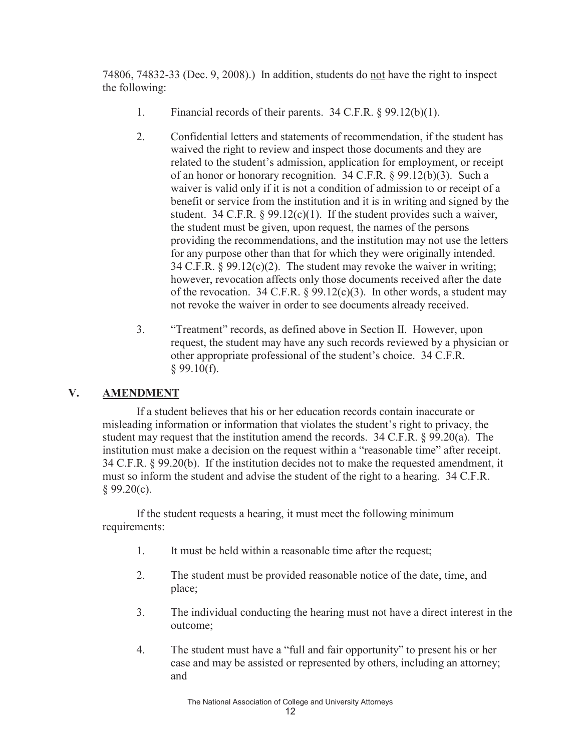74806, 74832-33 (Dec. 9, 2008).) In addition, students do <u>not</u> have the right to inspect the following:

1. Financial records of their parents. 34 C.F.R. § 99.12(b)(1).

2. Confidential letters and statements of recommendation, if the student has waived the right to review and inspect those documents and they are related to the student's admission, application for employment, or receipt of an honor or honorary recognition. 34 C.F.R. § 99.12(b)(3). Such a waiver is valid only if it is not a condition of admission to or receipt of a benefit or service from the institution and it is in writing and signed by the student. 34 C.F.R. § 99.12(c)(1). If the student provides such a waiver, the student must be given, upon request, the names of the persons providing the recommendations, and the institution may not use the letters for any purpose other than that for which they were originally intended. 34 C.F.R. § 99.12(c)(2). The student may revoke the waiver in writing; however, revocation affects only those documents received after the date of the revocation. 34 C.F.R. § 99.12(c)(3). In other words, a student may not revoke the waiver in order to see documents already received.

3. "Treatment" records, as defined above in Section II. However, upon request, the student may have any such records reviewed by a physician or other appropriate professional of the student's choice. 34 C.F.R. § 99.10(f).

## V. <u>AMENDMENT</u>

If a student believes that his or her education records contain inaccurate or misleading information or information that violates the student's right to privacy, the student may request that the institution amend the records. 34 C.F.R. § 99.20(a). The institution must make a decision on the request within a "reasonable time" after receipt. 34 C.F.R. § 99.20(b). If the institution decides not to make the requested amendment, it must so inform the student and advise the student of the right to a hearing. 34 C.F.R. § 99.20(c).

If the student requests a hearing, it must meet the following minimum requirements:

1. It must be held within a reasonable time after the request;

2. The student must be provided reasonable notice of the date, time, and place;

3. The individual conducting the hearing must not have a direct interest in the outcome;

4. The student must have a "full and fair opportunity" to present his or her case and may be assisted or represented by others, including an attorney; and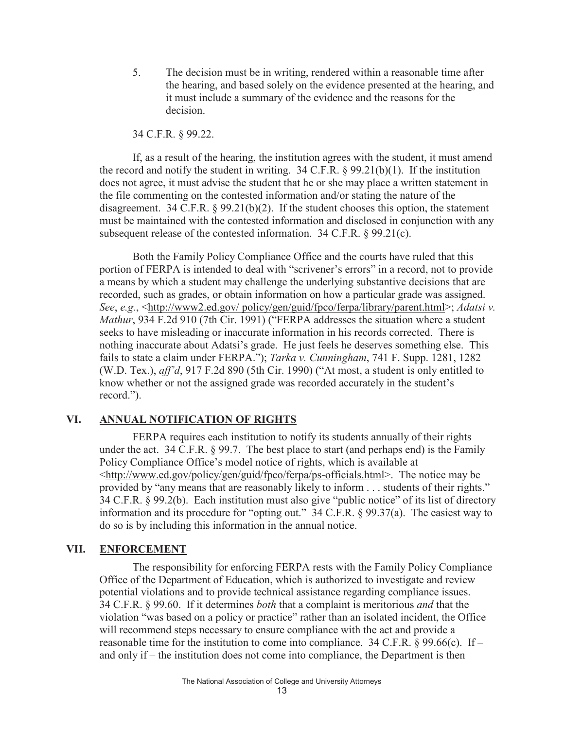5. The decision must be in writing, rendered within a reasonable time after the hearing, and based solely on the evidence presented at the hearing, and it must include a summary of the evidence and the reasons for the decision.

34 C.F.R. § 99.22.

If, as a result of the hearing, the institution agrees with the student, it must amend the record and notify the student in writing. 34 C.F.R. § 99.21(b)(1). If the institution does not agree, it must advise the student that he or she may place a written statement in the file commenting on the contested information and/or stating the nature of the disagreement. 34 C.F.R. § 99.21(b)(2). If the student chooses this option, the statement must be maintained with the contested information and disclosed in conjunction with any subsequent release of the contested information. 34 C.F.R. § 99.21(c).

Both the Family Policy Compliance Office and the courts have ruled that this portion of FERPA is intended to deal with "scrivener's errors" in a record, not to provide a means by which a student may challenge the underlying substantive decisions that are recorded, such as grades, or obtain information on how a particular grade was assigned. *See*, *e.g.*, <http://www2.ed.gov/ policy/gen/guid/fpco/ferpa/library/parent.html>; *Adatsi v. Mathur*, 934 F.2d 910 (7th Cir. 1991) ("FERPA addresses the situation where a student seeks to have misleading or inaccurate information in his records corrected. There is nothing inaccurate about Adatsi's grade. He just feels he deserves something else. This fails to state a claim under FERPA."); *Tarka v. Cunningham*, 741 F. Supp. 1281, 1282 (W.D. Tex.), *aff'd*, 917 F.2d 890 (5th Cir. 1990) ("At most, a student is only entitled to know whether or not the assigned grade was recorded accurately in the student's record.").

## VI. ANNUAL NOTIFICATION OF RIGHTS

FERPA requires each institution to notify its students annually of their rights under the act. 34 C.F.R. § 99.7. The best place to start (and perhaps end) is the Family Policy Compliance Office's model notice of rights, which is available at <http://www.ed.gov/policy/gen/guid/fpco/ferpa/ps-officials.html>. The notice may be provided by "any means that are reasonably likely to inform . . . students of their rights." 34 C.F.R. § 99.2(b). Each institution must also give "public notice" of its list of directory information and its procedure for "opting out." 34 C.F.R. § 99.37(a). The easiest way to do so is by including this information in the annual notice.

## VII. ENFORCEMENT

The responsibility for enforcing FERPA rests with the Family Policy Compliance Office of the Department of Education, which is authorized to investigate and review potential violations and to provide technical assistance regarding compliance issues. 34 C.F.R. § 99.60. If it determines *both* that a complaint is meritorious *and* that the violation "was based on a policy or practice" rather than an isolated incident, the Office will recommend steps necessary to ensure compliance with the act and provide a reasonable time for the institution to come into compliance. 34 C.F.R. § 99.66(c). If – and only if – the institution does not come into compliance, the Department is then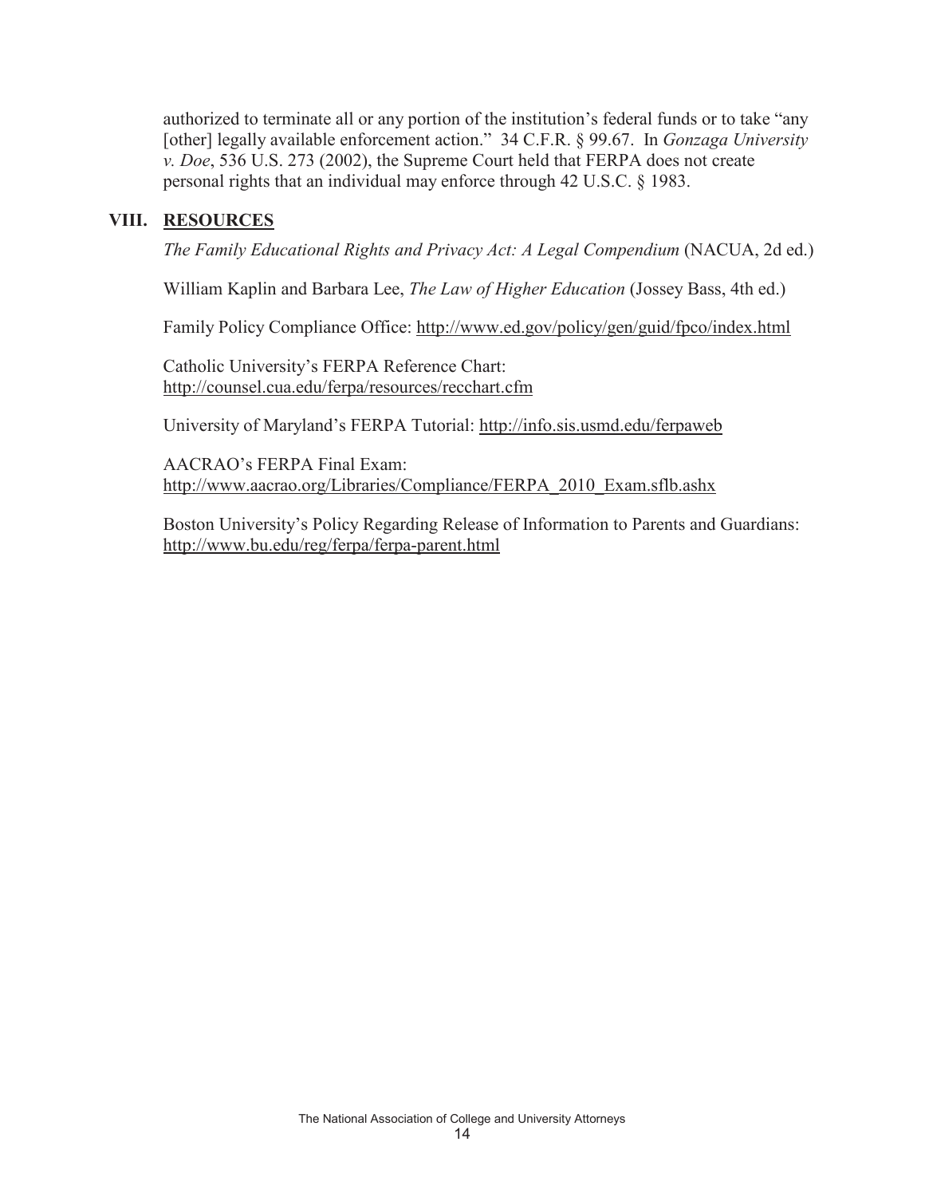authorized to terminate all or any portion of the institution's federal funds or to take "any [other] legally available enforcement action." 34 C.F.R. § 99.67. In *Gonzaga University v. Doe*, 536 U.S. 273 (2002), the Supreme Court held that FERPA does not create personal rights that an individual may enforce through 42 U.S.C. § 1983.

## VIII. RESOURCES

*The Family Educational Rights and Privacy Act: A Legal Compendium* (NACUA, 2d ed.)

William Kaplin and Barbara Lee, *The Law of Higher Education* (Jossey Bass, 4th ed.)

Family Policy Compliance Office: http://www.ed.gov/policy/gen/guid/fpco/index.html

Catholic University's FERPA Reference Chart:
http://counsel.cua.edu/ferpa/resources/recchart.cfm

University of Maryland's FERPA Tutorial: http://info.sis.usmd.edu/ferpaweb

AACRAO's FERPA Final Exam:
http://www.aacrao.org/Libraries/Compliance/FERPA_2010_Exam.sflb.ashx

Boston University's Policy Regarding Release of Information to Parents and Guardians:
http://www.bu.edu/reg/ferpa/ferpa-parent.html